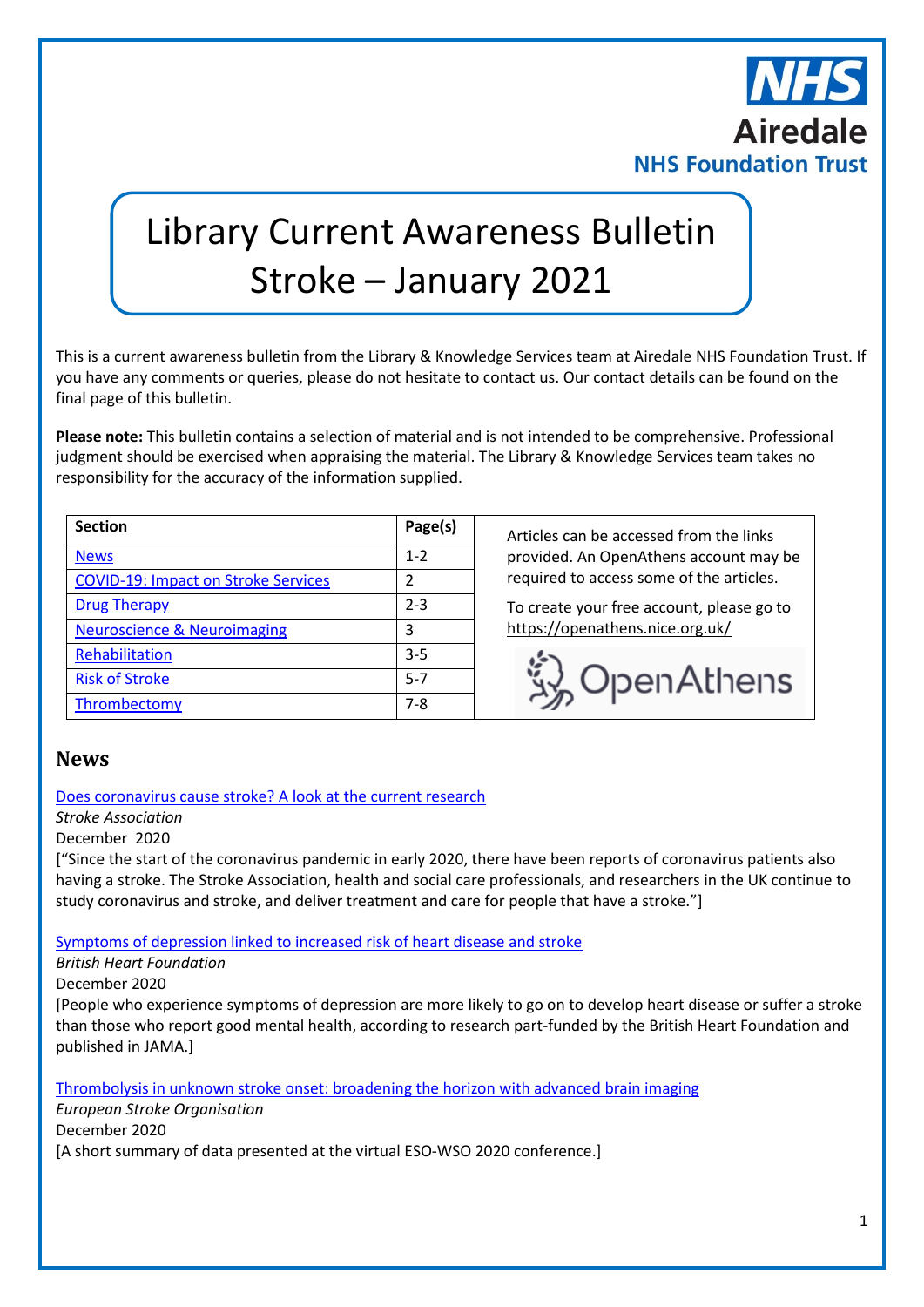NHS
Airedale
NHS Foundation Trust

# Library Current Awareness Bulletin Stroke – January 2021

This is a current awareness bulletin from the Library & Knowledge Services team at Airedale NHS Foundation Trust. If you have any comments or queries, please do not hesitate to contact us. Our contact details can be found on the final page of this bulletin.

**Please note:** This bulletin contains a selection of material and is not intended to be comprehensive. Professional judgment should be exercised when appraising the material. The Library & Knowledge Services team takes no responsibility for the accuracy of the information supplied.

| Section | Page(s) |
|---|---|
| News | 1-2 |
| COVID-19: Impact on Stroke Services | 2 |
| Drug Therapy | 2-3 |
| Neuroscience & Neuroimaging | 3 |
| Rehabilitation | 3-5 |
| Risk of Stroke | 5-7 |
| Thrombectomy | 7-8 |

Articles can be accessed from the links provided. An OpenAthens account may be required to access some of the articles.

To create your free account, please go to https://openathens.nice.org.uk/

OpenAthens

## News

Does coronavirus cause stroke? A look at the current research
*Stroke Association*
December 2020
["Since the start of the coronavirus pandemic in early 2020, there have been reports of coronavirus patients also having a stroke. The Stroke Association, health and social care professionals, and researchers in the UK continue to study coronavirus and stroke, and deliver treatment and care for people that have a stroke."]

Symptoms of depression linked to increased risk of heart disease and stroke
*British Heart Foundation*
December 2020
[People who experience symptoms of depression are more likely to go on to develop heart disease or suffer a stroke than those who report good mental health, according to research part-funded by the British Heart Foundation and published in JAMA.]

Thrombolysis in unknown stroke onset: broadening the horizon with advanced brain imaging
*European Stroke Organisation*
December 2020
[A short summary of data presented at the virtual ESO-WSO 2020 conference.]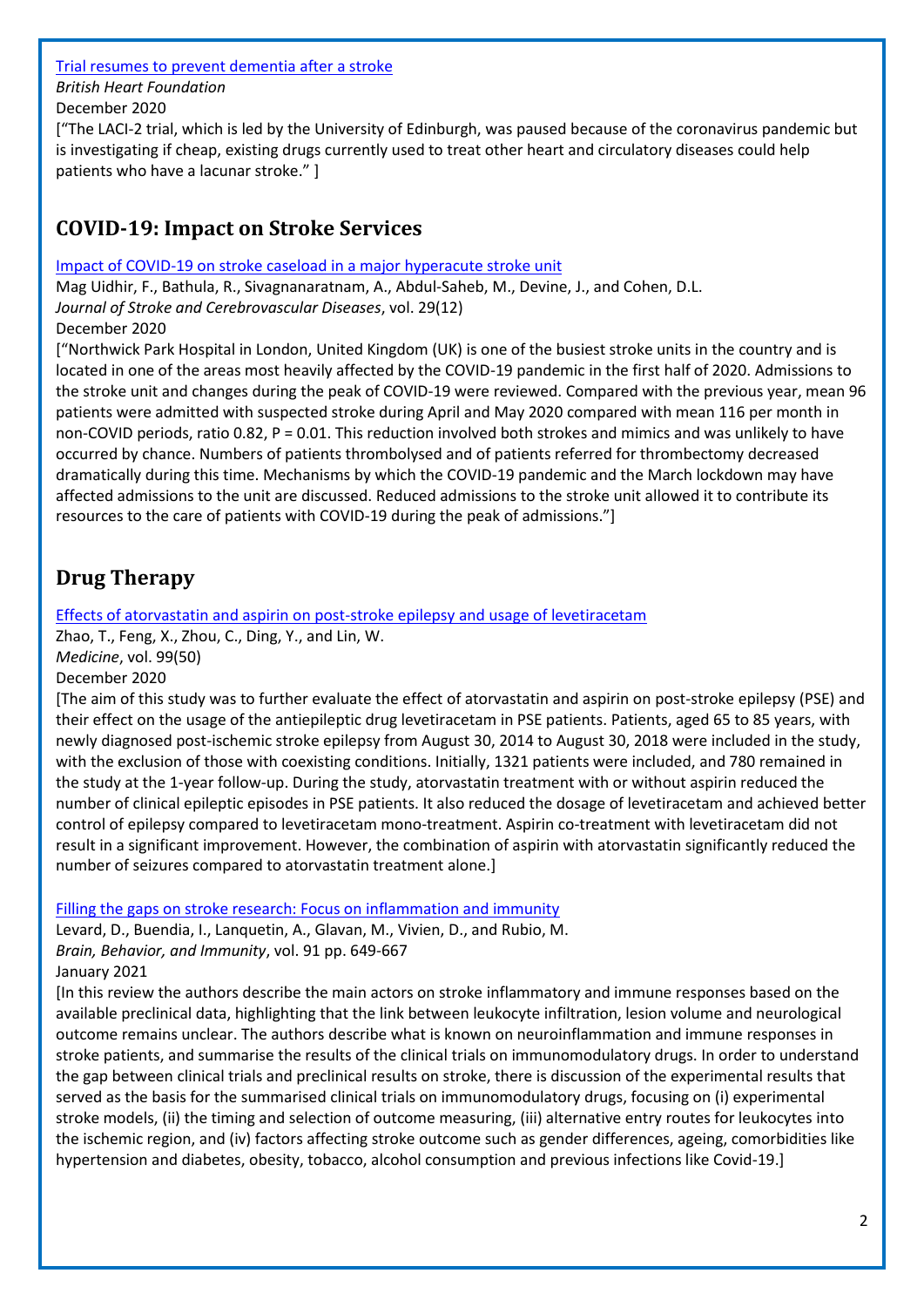[Trial resumes to prevent dementia after a stroke](#)
*British Heart Foundation*
December 2020
["The LACI-2 trial, which is led by the University of Edinburgh, was paused because of the coronavirus pandemic but is investigating if cheap, existing drugs currently used to treat other heart and circulatory diseases could help patients who have a lacunar stroke." ]

## COVID-19: Impact on Stroke Services

[Impact of COVID-19 on stroke caseload in a major hyperacute stroke unit](#)
Mag Uidhir, F., Bathula, R., Sivagnanaratnam, A., Abdul-Saheb, M., Devine, J., and Cohen, D.L.
*Journal of Stroke and Cerebrovascular Diseases*, vol. 29(12)
December 2020
["Northwick Park Hospital in London, United Kingdom (UK) is one of the busiest stroke units in the country and is located in one of the areas most heavily affected by the COVID-19 pandemic in the first half of 2020. Admissions to the stroke unit and changes during the peak of COVID-19 were reviewed. Compared with the previous year, mean 96 patients were admitted with suspected stroke during April and May 2020 compared with mean 116 per month in non-COVID periods, ratio 0.82, P = 0.01. This reduction involved both strokes and mimics and was unlikely to have occurred by chance. Numbers of patients thrombolysed and of patients referred for thrombectomy decreased dramatically during this time. Mechanisms by which the COVID-19 pandemic and the March lockdown may have affected admissions to the unit are discussed. Reduced admissions to the stroke unit allowed it to contribute its resources to the care of patients with COVID-19 during the peak of admissions."]

## Drug Therapy

[Effects of atorvastatin and aspirin on post-stroke epilepsy and usage of levetiracetam](#)
Zhao, T., Feng, X., Zhou, C., Ding, Y., and Lin, W.
*Medicine*, vol. 99(50)
December 2020
[The aim of this study was to further evaluate the effect of atorvastatin and aspirin on post-stroke epilepsy (PSE) and their effect on the usage of the antiepileptic drug levetiracetam in PSE patients. Patients, aged 65 to 85 years, with newly diagnosed post-ischemic stroke epilepsy from August 30, 2014 to August 30, 2018 were included in the study, with the exclusion of those with coexisting conditions. Initially, 1321 patients were included, and 780 remained in the study at the 1-year follow-up. During the study, atorvastatin treatment with or without aspirin reduced the number of clinical epileptic episodes in PSE patients. It also reduced the dosage of levetiracetam and achieved better control of epilepsy compared to levetiracetam mono-treatment. Aspirin co-treatment with levetiracetam did not result in a significant improvement. However, the combination of aspirin with atorvastatin significantly reduced the number of seizures compared to atorvastatin treatment alone.]

[Filling the gaps on stroke research: Focus on inflammation and immunity](#)
Levard, D., Buendia, I., Lanquetin, A., Glavan, M., Vivien, D., and Rubio, M.
*Brain, Behavior, and Immunity*, vol. 91 pp. 649-667
January 2021
[In this review the authors describe the main actors on stroke inflammatory and immune responses based on the available preclinical data, highlighting that the link between leukocyte infiltration, lesion volume and neurological outcome remains unclear. The authors describe what is known on neuroinflammation and immune responses in stroke patients, and summarise the results of the clinical trials on immunomodulatory drugs. In order to understand the gap between clinical trials and preclinical results on stroke, there is discussion of the experimental results that served as the basis for the summarised clinical trials on immunomodulatory drugs, focusing on (i) experimental stroke models, (ii) the timing and selection of outcome measuring, (iii) alternative entry routes for leukocytes into the ischemic region, and (iv) factors affecting stroke outcome such as gender differences, ageing, comorbidities like hypertension and diabetes, obesity, tobacco, alcohol consumption and previous infections like Covid-19.]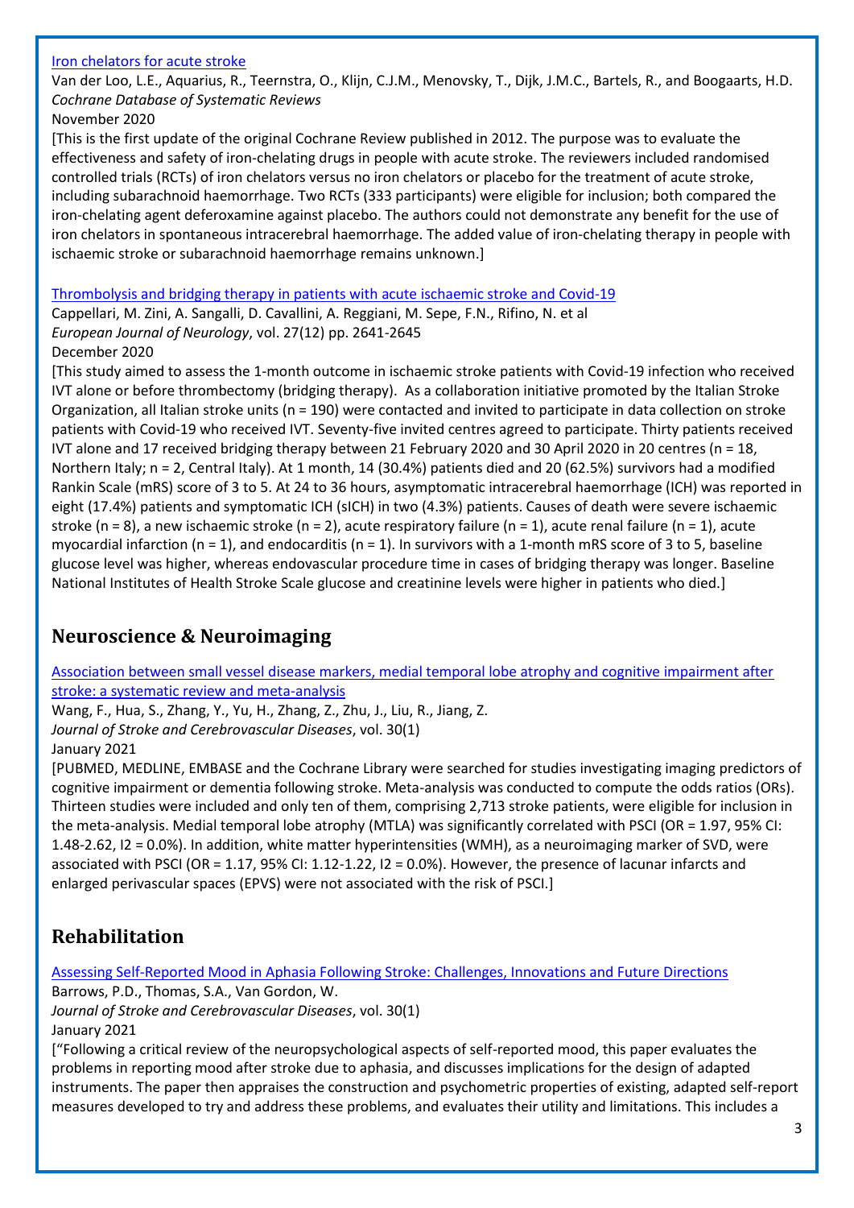[Iron chelators for acute stroke]

Van der Loo, L.E., Aquarius, R., Teernstra, O., Klijn, C.J.M., Menovsky, T., Dijk, J.M.C., Bartels, R., and Boogaarts, H.D.
*Cochrane Database of Systematic Reviews*
November 2020

[This is the first update of the original Cochrane Review published in 2012. The purpose was to evaluate the effectiveness and safety of iron-chelating drugs in people with acute stroke. The reviewers included randomised controlled trials (RCTs) of iron chelators versus no iron chelators or placebo for the treatment of acute stroke, including subarachnoid haemorrhage. Two RCTs (333 participants) were eligible for inclusion; both compared the iron-chelating agent deferoxamine against placebo. The authors could not demonstrate any benefit for the use of iron chelators in spontaneous intracerebral haemorrhage. The added value of iron-chelating therapy in people with ischaemic stroke or subarachnoid haemorrhage remains unknown.]

[Thrombolysis and bridging therapy in patients with acute ischaemic stroke and Covid-19]

Cappellari, M. Zini, A. Sangalli, D. Cavallini, A. Reggiani, M. Sepe, F.N., Rifino, N. et al
*European Journal of Neurology*, vol. 27(12) pp. 2641-2645
December 2020

[This study aimed to assess the 1-month outcome in ischaemic stroke patients with Covid-19 infection who received IVT alone or before thrombectomy (bridging therapy). As a collaboration initiative promoted by the Italian Stroke Organization, all Italian stroke units (n = 190) were contacted and invited to participate in data collection on stroke patients with Covid-19 who received IVT. Seventy-five invited centres agreed to participate. Thirty patients received IVT alone and 17 received bridging therapy between 21 February 2020 and 30 April 2020 in 20 centres (n = 18, Northern Italy; n = 2, Central Italy). At 1 month, 14 (30.4%) patients died and 20 (62.5%) survivors had a modified Rankin Scale (mRS) score of 3 to 5. At 24 to 36 hours, asymptomatic intracerebral haemorrhage (ICH) was reported in eight (17.4%) patients and symptomatic ICH (sICH) in two (4.3%) patients. Causes of death were severe ischaemic stroke (n = 8), a new ischaemic stroke (n = 2), acute respiratory failure (n = 1), acute renal failure (n = 1), acute myocardial infarction (n = 1), and endocarditis (n = 1). In survivors with a 1-month mRS score of 3 to 5, baseline glucose level was higher, whereas endovascular procedure time in cases of bridging therapy was longer. Baseline National Institutes of Health Stroke Scale glucose and creatinine levels were higher in patients who died.]

## Neuroscience & Neuroimaging

[Association between small vessel disease markers, medial temporal lobe atrophy and cognitive impairment after stroke: a systematic review and meta-analysis]

Wang, F., Hua, S., Zhang, Y., Yu, H., Zhang, Z., Zhu, J., Liu, R., Jiang, Z.
*Journal of Stroke and Cerebrovascular Diseases*, vol. 30(1)
January 2021

[PUBMED, MEDLINE, EMBASE and the Cochrane Library were searched for studies investigating imaging predictors of cognitive impairment or dementia following stroke. Meta-analysis was conducted to compute the odds ratios (ORs). Thirteen studies were included and only ten of them, comprising 2,713 stroke patients, were eligible for inclusion in the meta-analysis. Medial temporal lobe atrophy (MTLA) was significantly correlated with PSCI (OR = 1.97, 95% CI: 1.48-2.62, I2 = 0.0%). In addition, white matter hyperintensities (WMH), as a neuroimaging marker of SVD, were associated with PSCI (OR = 1.17, 95% CI: 1.12-1.22, I2 = 0.0%). However, the presence of lacunar infarcts and enlarged perivascular spaces (EPVS) were not associated with the risk of PSCI.]

## Rehabilitation

[Assessing Self-Reported Mood in Aphasia Following Stroke: Challenges, Innovations and Future Directions]

Barrows, P.D., Thomas, S.A., Van Gordon, W.
*Journal of Stroke and Cerebrovascular Diseases*, vol. 30(1)
January 2021

["Following a critical review of the neuropsychological aspects of self-reported mood, this paper evaluates the problems in reporting mood after stroke due to aphasia, and discusses implications for the design of adapted instruments. The paper then appraises the construction and psychometric properties of existing, adapted self-report measures developed to try and address these problems, and evaluates their utility and limitations. This includes a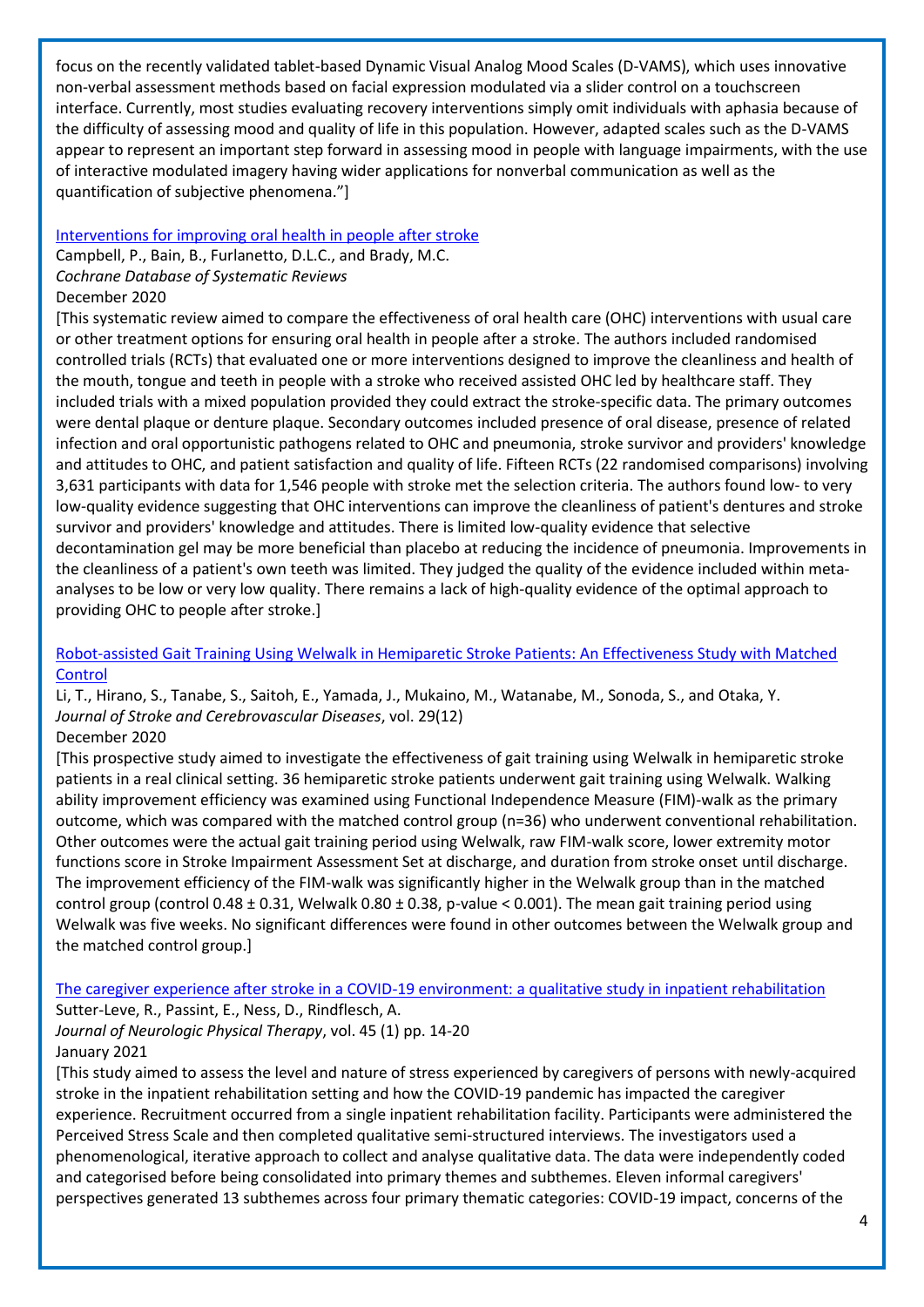focus on the recently validated tablet-based Dynamic Visual Analog Mood Scales (D-VAMS), which uses innovative non-verbal assessment methods based on facial expression modulated via a slider control on a touchscreen interface. Currently, most studies evaluating recovery interventions simply omit individuals with aphasia because of the difficulty of assessing mood and quality of life in this population. However, adapted scales such as the D-VAMS appear to represent an important step forward in assessing mood in people with language impairments, with the use of interactive modulated imagery having wider applications for nonverbal communication as well as the quantification of subjective phenomena."]

[Interventions for improving oral health in people after stroke]

Campbell, P., Bain, B., Furlanetto, D.L.C., and Brady, M.C.
*Cochrane Database of Systematic Reviews*
December 2020
[This systematic review aimed to compare the effectiveness of oral health care (OHC) interventions with usual care or other treatment options for ensuring oral health in people after a stroke. The authors included randomised controlled trials (RCTs) that evaluated one or more interventions designed to improve the cleanliness and health of the mouth, tongue and teeth in people with a stroke who received assisted OHC led by healthcare staff. They included trials with a mixed population provided they could extract the stroke-specific data. The primary outcomes were dental plaque or denture plaque. Secondary outcomes included presence of oral disease, presence of related infection and oral opportunistic pathogens related to OHC and pneumonia, stroke survivor and providers' knowledge and attitudes to OHC, and patient satisfaction and quality of life. Fifteen RCTs (22 randomised comparisons) involving 3,631 participants with data for 1,546 people with stroke met the selection criteria. The authors found low- to very low-quality evidence suggesting that OHC interventions can improve the cleanliness of patient's dentures and stroke survivor and providers' knowledge and attitudes. There is limited low-quality evidence that selective decontamination gel may be more beneficial than placebo at reducing the incidence of pneumonia. Improvements in the cleanliness of a patient's own teeth was limited. They judged the quality of the evidence included within meta-analyses to be low or very low quality. There remains a lack of high-quality evidence of the optimal approach to providing OHC to people after stroke.]

[Robot-assisted Gait Training Using Welwalk in Hemiparetic Stroke Patients: An Effectiveness Study with Matched Control]

Li, T., Hirano, S., Tanabe, S., Saitoh, E., Yamada, J., Mukaino, M., Watanabe, M., Sonoda, S., and Otaka, Y.
*Journal of Stroke and Cerebrovascular Diseases*, vol. 29(12)
December 2020
[This prospective study aimed to investigate the effectiveness of gait training using Welwalk in hemiparetic stroke patients in a real clinical setting. 36 hemiparetic stroke patients underwent gait training using Welwalk. Walking ability improvement efficiency was examined using Functional Independence Measure (FIM)-walk as the primary outcome, which was compared with the matched control group (n=36) who underwent conventional rehabilitation. Other outcomes were the actual gait training period using Welwalk, raw FIM-walk score, lower extremity motor functions score in Stroke Impairment Assessment Set at discharge, and duration from stroke onset until discharge. The improvement efficiency of the FIM-walk was significantly higher in the Welwalk group than in the matched control group (control $0.48 \pm 0.31$, Welwalk $0.80 \pm 0.38$, p-value $< 0.001$). The mean gait training period using Welwalk was five weeks. No significant differences were found in other outcomes between the Welwalk group and the matched control group.]

[The caregiver experience after stroke in a COVID-19 environment: a qualitative study in inpatient rehabilitation]

Sutter-Leve, R., Passint, E., Ness, D., Rindflesch, A.
*Journal of Neurologic Physical Therapy*, vol. 45 (1) pp. 14-20
January 2021
[This study aimed to assess the level and nature of stress experienced by caregivers of persons with newly-acquired stroke in the inpatient rehabilitation setting and how the COVID-19 pandemic has impacted the caregiver experience. Recruitment occurred from a single inpatient rehabilitation facility. Participants were administered the Perceived Stress Scale and then completed qualitative semi-structured interviews. The investigators used a phenomenological, iterative approach to collect and analyse qualitative data. The data were independently coded and categorised before being consolidated into primary themes and subthemes. Eleven informal caregivers' perspectives generated 13 subthemes across four primary thematic categories: COVID-19 impact, concerns of the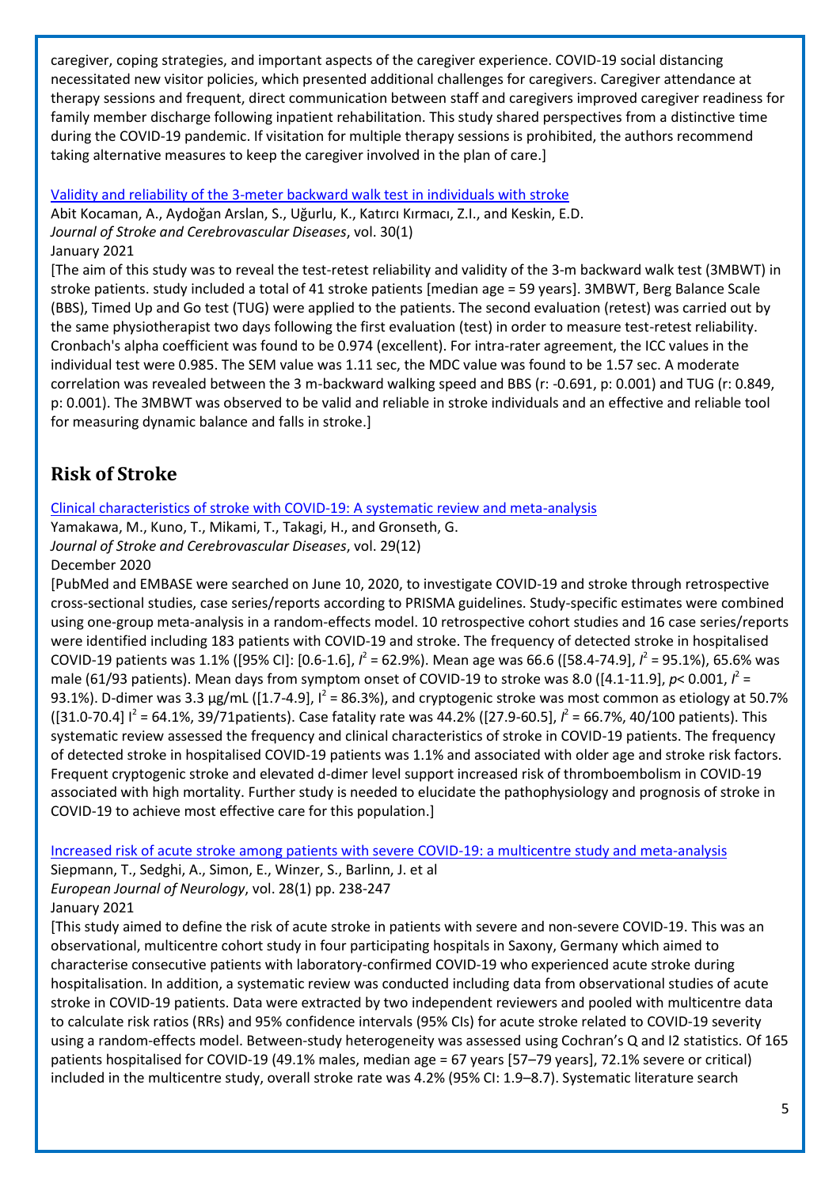caregiver, coping strategies, and important aspects of the caregiver experience. COVID-19 social distancing necessitated new visitor policies, which presented additional challenges for caregivers. Caregiver attendance at therapy sessions and frequent, direct communication between staff and caregivers improved caregiver readiness for family member discharge following inpatient rehabilitation. This study shared perspectives from a distinctive time during the COVID-19 pandemic. If visitation for multiple therapy sessions is prohibited, the authors recommend taking alternative measures to keep the caregiver involved in the plan of care.]

Validity and reliability of the 3-meter backward walk test in individuals with stroke
Abit Kocaman, A., Aydoğan Arslan, S., Uğurlu, K., Katırcı Kırmacı, Z.I., and Keskin, E.D.
*Journal of Stroke and Cerebrovascular Diseases*, vol. 30(1)
January 2021
[The aim of this study was to reveal the test-retest reliability and validity of the 3-m backward walk test (3MBWT) in stroke patients. study included a total of 41 stroke patients [median age = 59 years]. 3MBWT, Berg Balance Scale (BBS), Timed Up and Go test (TUG) were applied to the patients. The second evaluation (retest) was carried out by the same physiotherapist two days following the first evaluation (test) in order to measure test-retest reliability. Cronbach's alpha coefficient was found to be 0.974 (excellent). For intra-rater agreement, the ICC values in the individual test were 0.985. The SEM value was 1.11 sec, the MDC value was found to be 1.57 sec. A moderate correlation was revealed between the 3 m-backward walking speed and BBS (r: -0.691, p: 0.001) and TUG (r: 0.849, p: 0.001). The 3MBWT was observed to be valid and reliable in stroke individuals and an effective and reliable tool for measuring dynamic balance and falls in stroke.]

## Risk of Stroke

Clinical characteristics of stroke with COVID-19: A systematic review and meta-analysis
Yamakawa, M., Kuno, T., Mikami, T., Takagi, H., and Gronseth, G.
*Journal of Stroke and Cerebrovascular Diseases*, vol. 29(12)
December 2020
[PubMed and EMBASE were searched on June 10, 2020, to investigate COVID-19 and stroke through retrospective cross-sectional studies, case series/reports according to PRISMA guidelines. Study-specific estimates were combined using one-group meta-analysis in a random-effects model. 10 retrospective cohort studies and 16 case series/reports were identified including 183 patients with COVID-19 and stroke. The frequency of detected stroke in hospitalised COVID-19 patients was 1.1% ([95% CI]: [0.6-1.6], $I^2$ = 62.9%). Mean age was 66.6 ([58.4-74.9], $I^2$ = 95.1%), 65.6% was male (61/93 patients). Mean days from symptom onset of COVID-19 to stroke was 8.0 ([4.1-11.9], $p$< 0.001, $I^2$ = 93.1%). D-dimer was 3.3 μg/mL ([1.7-4.9], $I^2$ = 86.3%), and cryptogenic stroke was most common as etiology at 50.7% ([31.0-70.4] $I^2$ = 64.1%, 39/71patients). Case fatality rate was 44.2% ([27.9-60.5], $I^2$ = 66.7%, 40/100 patients). This systematic review assessed the frequency and clinical characteristics of stroke in COVID-19 patients. The frequency of detected stroke in hospitalised COVID-19 patients was 1.1% and associated with older age and stroke risk factors. Frequent cryptogenic stroke and elevated d-dimer level support increased risk of thromboembolism in COVID-19 associated with high mortality. Further study is needed to elucidate the pathophysiology and prognosis of stroke in COVID-19 to achieve most effective care for this population.]

Increased risk of acute stroke among patients with severe COVID-19: a multicentre study and meta-analysis
Siepmann, T., Sedghi, A., Simon, E., Winzer, S., Barlinn, J. et al
*European Journal of Neurology*, vol. 28(1) pp. 238-247
January 2021
[This study aimed to define the risk of acute stroke in patients with severe and non-severe COVID-19. This was an observational, multicentre cohort study in four participating hospitals in Saxony, Germany which aimed to characterise consecutive patients with laboratory-confirmed COVID-19 who experienced acute stroke during hospitalisation. In addition, a systematic review was conducted including data from observational studies of acute stroke in COVID-19 patients. Data were extracted by two independent reviewers and pooled with multicentre data to calculate risk ratios (RRs) and 95% confidence intervals (95% CIs) for acute stroke related to COVID-19 severity using a random-effects model. Between-study heterogeneity was assessed using Cochran's Q and I2 statistics. Of 165 patients hospitalised for COVID-19 (49.1% males, median age = 67 years [57–79 years], 72.1% severe or critical) included in the multicentre study, overall stroke rate was 4.2% (95% CI: 1.9–8.7). Systematic literature search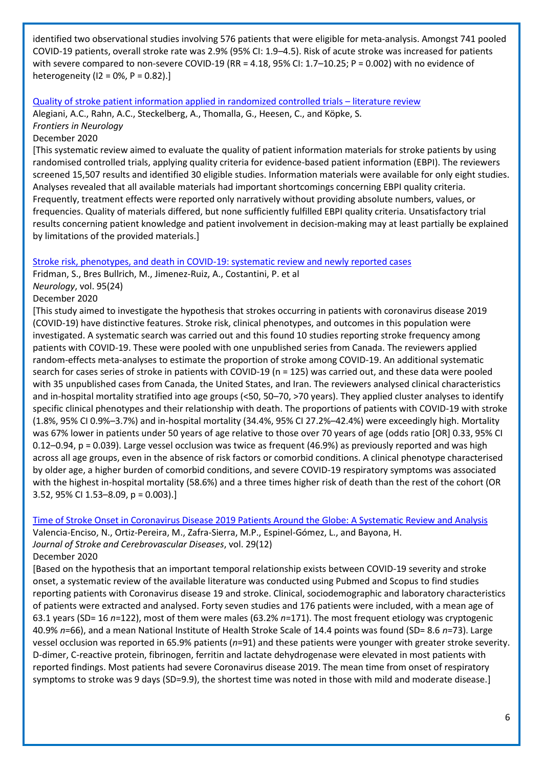identified two observational studies involving 576 patients that were eligible for meta-analysis. Amongst 741 pooled COVID-19 patients, overall stroke rate was 2.9% (95% CI: 1.9–4.5). Risk of acute stroke was increased for patients with severe compared to non-severe COVID-19 (RR = 4.18, 95% CI: 1.7–10.25; P = 0.002) with no evidence of heterogeneity (I2 = 0%, P = 0.82).]

[Quality of stroke patient information applied in randomized controlled trials – literature review](#)

Alegiani, A.C., Rahn, A.C., Steckelberg, A., Thomalla, G., Heesen, C., and Köpke, S.
*Frontiers in Neurology*
December 2020

[This systematic review aimed to evaluate the quality of patient information materials for stroke patients by using randomised controlled trials, applying quality criteria for evidence-based patient information (EBPI). The reviewers screened 15,507 results and identified 30 eligible studies. Information materials were available for only eight studies. Analyses revealed that all available materials had important shortcomings concerning EBPI quality criteria. Frequently, treatment effects were reported only narratively without providing absolute numbers, values, or frequencies. Quality of materials differed, but none sufficiently fulfilled EBPI quality criteria. Unsatisfactory trial results concerning patient knowledge and patient involvement in decision-making may at least partially be explained by limitations of the provided materials.]

[Stroke risk, phenotypes, and death in COVID-19: systematic review and newly reported cases](#)

Fridman, S., Bres Bullrich, M., Jimenez-Ruiz, A., Costantini, P. et al
*Neurology*, vol. 95(24)
December 2020

[This study aimed to investigate the hypothesis that strokes occurring in patients with coronavirus disease 2019 (COVID-19) have distinctive features. Stroke risk, clinical phenotypes, and outcomes in this population were investigated. A systematic search was carried out and this found 10 studies reporting stroke frequency among patients with COVID-19. These were pooled with one unpublished series from Canada. The reviewers applied random-effects meta-analyses to estimate the proportion of stroke among COVID-19. An additional systematic search for cases series of stroke in patients with COVID-19 (n = 125) was carried out, and these data were pooled with 35 unpublished cases from Canada, the United States, and Iran. The reviewers analysed clinical characteristics and in-hospital mortality stratified into age groups (<50, 50–70, >70 years). They applied cluster analyses to identify specific clinical phenotypes and their relationship with death. The proportions of patients with COVID-19 with stroke (1.8%, 95% CI 0.9%–3.7%) and in-hospital mortality (34.4%, 95% CI 27.2%–42.4%) were exceedingly high. Mortality was 67% lower in patients under 50 years of age relative to those over 70 years of age (odds ratio [OR] 0.33, 95% CI 0.12–0.94, p = 0.039). Large vessel occlusion was twice as frequent (46.9%) as previously reported and was high across all age groups, even in the absence of risk factors or comorbid conditions. A clinical phenotype characterised by older age, a higher burden of comorbid conditions, and severe COVID-19 respiratory symptoms was associated with the highest in-hospital mortality (58.6%) and a three times higher risk of death than the rest of the cohort (OR 3.52, 95% CI 1.53–8.09, p = 0.003).]

[Time of Stroke Onset in Coronavirus Disease 2019 Patients Around the Globe: A Systematic Review and Analysis](#)

Valencia-Enciso, N., Ortiz-Pereira, M., Zafra-Sierra, M.P., Espinel-Gómez, L., and Bayona, H.
*Journal of Stroke and Cerebrovascular Diseases*, vol. 29(12)
December 2020

[Based on the hypothesis that an important temporal relationship exists between COVID-19 severity and stroke onset, a systematic review of the available literature was conducted using Pubmed and Scopus to find studies reporting patients with Coronavirus disease 19 and stroke. Clinical, sociodemographic and laboratory characteristics of patients were extracted and analysed. Forty seven studies and 176 patients were included, with a mean age of 63.1 years (SD= 16 *n*=122), most of them were males (63.2% *n*=171). The most frequent etiology was cryptogenic 40.9% *n*=66), and a mean National Institute of Health Stroke Scale of 14.4 points was found (SD= 8.6 *n*=73). Large vessel occlusion was reported in 65.9% patients (*n*=91) and these patients were younger with greater stroke severity. D-dimer, C-reactive protein, fibrinogen, ferritin and lactate dehydrogenase were elevated in most patients with reported findings. Most patients had severe Coronavirus disease 2019. The mean time from onset of respiratory symptoms to stroke was 9 days (SD=9.9), the shortest time was noted in those with mild and moderate disease.]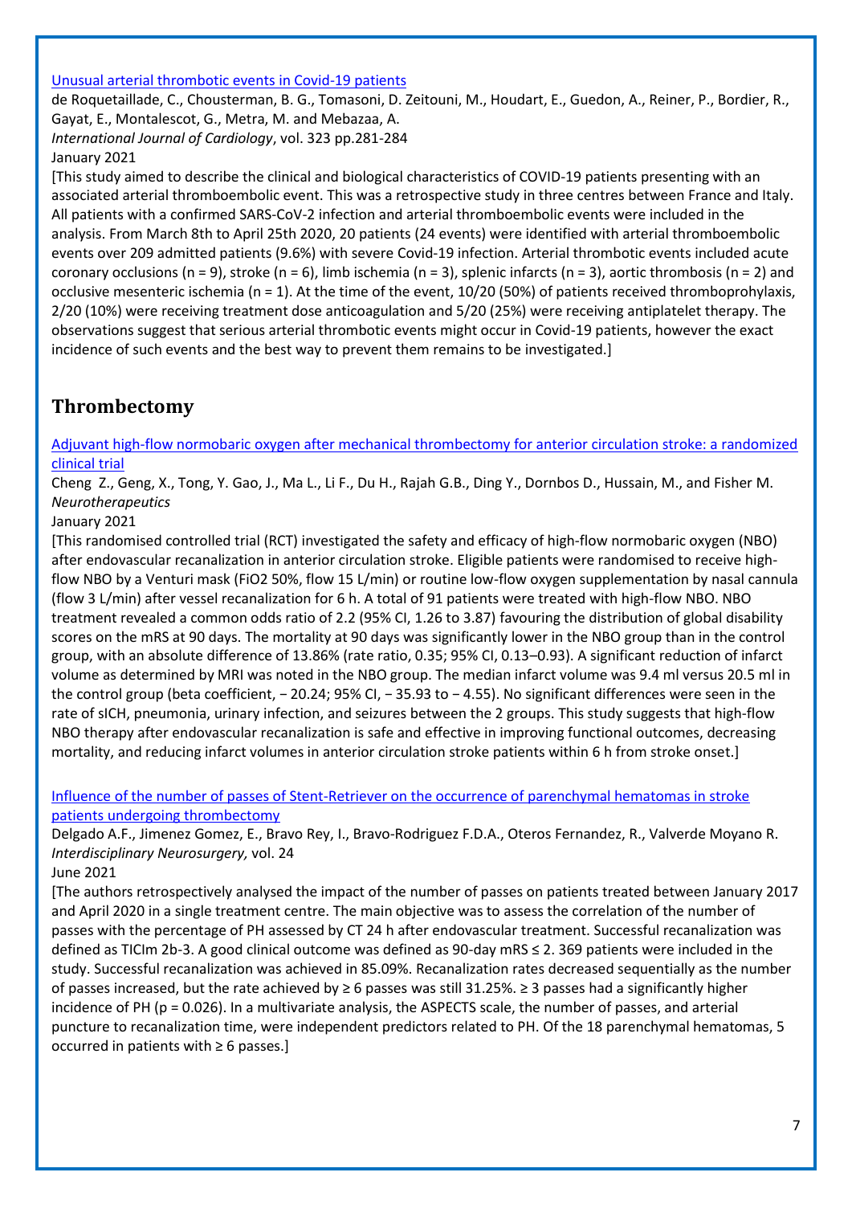[Unusual arterial thrombotic events in Covid-19 patients](#)

de Roquetaillade, C., Chousterman, B. G., Tomasoni, D. Zeitouni, M., Houdart, E., Guedon, A., Reiner, P., Bordier, R., Gayat, E., Montalescot, G., Metra, M. and Mebazaa, A.
*International Journal of Cardiology*, vol. 323 pp.281-284
January 2021

[This study aimed to describe the clinical and biological characteristics of COVID-19 patients presenting with an associated arterial thromboembolic event. This was a retrospective study in three centres between France and Italy. All patients with a confirmed SARS-CoV-2 infection and arterial thromboembolic events were included in the analysis. From March 8th to April 25th 2020, 20 patients (24 events) were identified with arterial thromboembolic events over 209 admitted patients (9.6%) with severe Covid-19 infection. Arterial thrombotic events included acute coronary occlusions (n = 9), stroke (n = 6), limb ischemia (n = 3), splenic infarcts (n = 3), aortic thrombosis (n = 2) and occlusive mesenteric ischemia (n = 1). At the time of the event, 10/20 (50%) of patients received thromboprophylaxis, 2/20 (10%) were receiving treatment dose anticoagulation and 5/20 (25%) were receiving antiplatelet therapy. The observations suggest that serious arterial thrombotic events might occur in Covid-19 patients, however the exact incidence of such events and the best way to prevent them remains to be investigated.]

## Thrombectomy

[Adjuvant high-flow normobaric oxygen after mechanical thrombectomy for anterior circulation stroke: a randomized clinical trial](#)

Cheng Z., Geng, X., Tong, Y. Gao, J., Ma L., Li F., Du H., Rajah G.B., Ding Y., Dornbos D., Hussain, M., and Fisher M.
*Neurotherapeutics*
January 2021

[This randomised controlled trial (RCT) investigated the safety and efficacy of high-flow normobaric oxygen (NBO) after endovascular recanalization in anterior circulation stroke. Eligible patients were randomised to receive high-flow NBO by a Venturi mask ($FiO_2$ 50%, flow 15 L/min) or routine low-flow oxygen supplementation by nasal cannula (flow 3 L/min) after vessel recanalization for 6 h. A total of 91 patients were treated with high-flow NBO. NBO treatment revealed a common odds ratio of 2.2 (95% CI, 1.26 to 3.87) favouring the distribution of global disability scores on the mRS at 90 days. The mortality at 90 days was significantly lower in the NBO group than in the control group, with an absolute difference of 13.86% (rate ratio, 0.35; 95% CI, 0.13–0.93). A significant reduction of infarct volume as determined by MRI was noted in the NBO group. The median infarct volume was 9.4 ml versus 20.5 ml in the control group (beta coefficient, − 20.24; 95% CI, − 35.93 to − 4.55). No significant differences were seen in the rate of sICH, pneumonia, urinary infection, and seizures between the 2 groups. This study suggests that high-flow NBO therapy after endovascular recanalization is safe and effective in improving functional outcomes, decreasing mortality, and reducing infarct volumes in anterior circulation stroke patients within 6 h from stroke onset.]

[Influence of the number of passes of Stent-Retriever on the occurrence of parenchymal hematomas in stroke patients undergoing thrombectomy](#)

Delgado A.F., Jimenez Gomez, E., Bravo Rey, I., Bravo-Rodriguez F.D.A., Oteros Fernandez, R., Valverde Moyano R.
*Interdisciplinary Neurosurgery,* vol. 24
June 2021

[The authors retrospectively analysed the impact of the number of passes on patients treated between January 2017 and April 2020 in a single treatment centre. The main objective was to assess the correlation of the number of passes with the percentage of PH assessed by CT 24 h after endovascular treatment. Successful recanalization was defined as TICIm 2b-3. A good clinical outcome was defined as 90-day mRS ≤ 2. 369 patients were included in the study. Successful recanalization was achieved in 85.09%. Recanalization rates decreased sequentially as the number of passes increased, but the rate achieved by ≥ 6 passes was still 31.25%. ≥ 3 passes had a significantly higher incidence of PH ($p = 0.026$). In a multivariate analysis, the ASPECTS scale, the number of passes, and arterial puncture to recanalization time, were independent predictors related to PH. Of the 18 parenchymal hematomas, 5 occurred in patients with ≥ 6 passes.]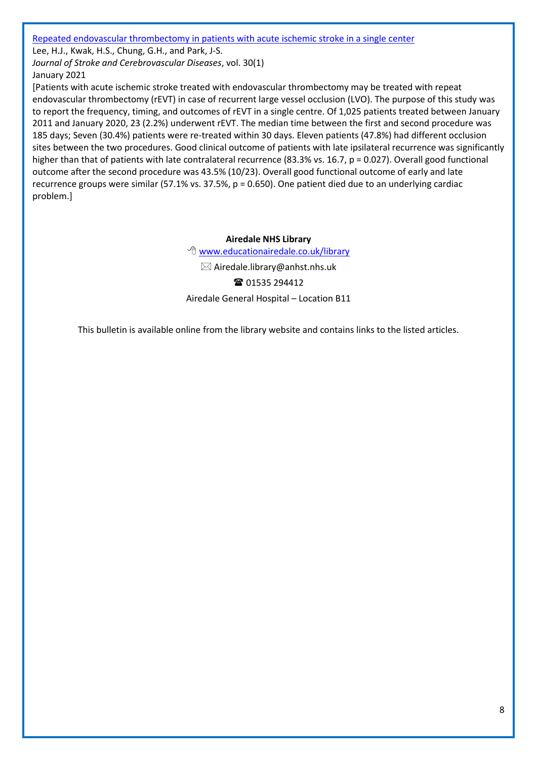[Repeated endovascular thrombectomy in patients with acute ischemic stroke in a single center](#)
Lee, H.J., Kwak, H.S., Chung, G.H., and Park, J-S.
*Journal of Stroke and Cerebrovascular Diseases*, vol. 30(1)
January 2021
[Patients with acute ischemic stroke treated with endovascular thrombectomy may be treated with repeat endovascular thrombectomy (rEVT) in case of recurrent large vessel occlusion (LVO). The purpose of this study was to report the frequency, timing, and outcomes of rEVT in a single centre. Of 1,025 patients treated between January 2011 and January 2020, 23 (2.2%) underwent rEVT. The median time between the first and second procedure was 185 days; Seven (30.4%) patients were re-treated within 30 days. Eleven patients (47.8%) had different occlusion sites between the two procedures. Good clinical outcome of patients with late ipsilateral recurrence was significantly higher than that of patients with late contralateral recurrence (83.3% vs. 16.7, $p = 0.027$). Overall good functional outcome after the second procedure was 43.5% (10/23). Overall good functional outcome of early and late recurrence groups were similar (57.1% vs. 37.5%, $p = 0.650$). One patient died due to an underlying cardiac problem.]

**Airedale NHS Library**

[www.educationairedale.co.uk/library](http://www.educationairedale.co.uk/library)

Airedale.library@anhst.nhs.uk

01535 294412

Airedale General Hospital – Location B11

This bulletin is available online from the library website and contains links to the listed articles.